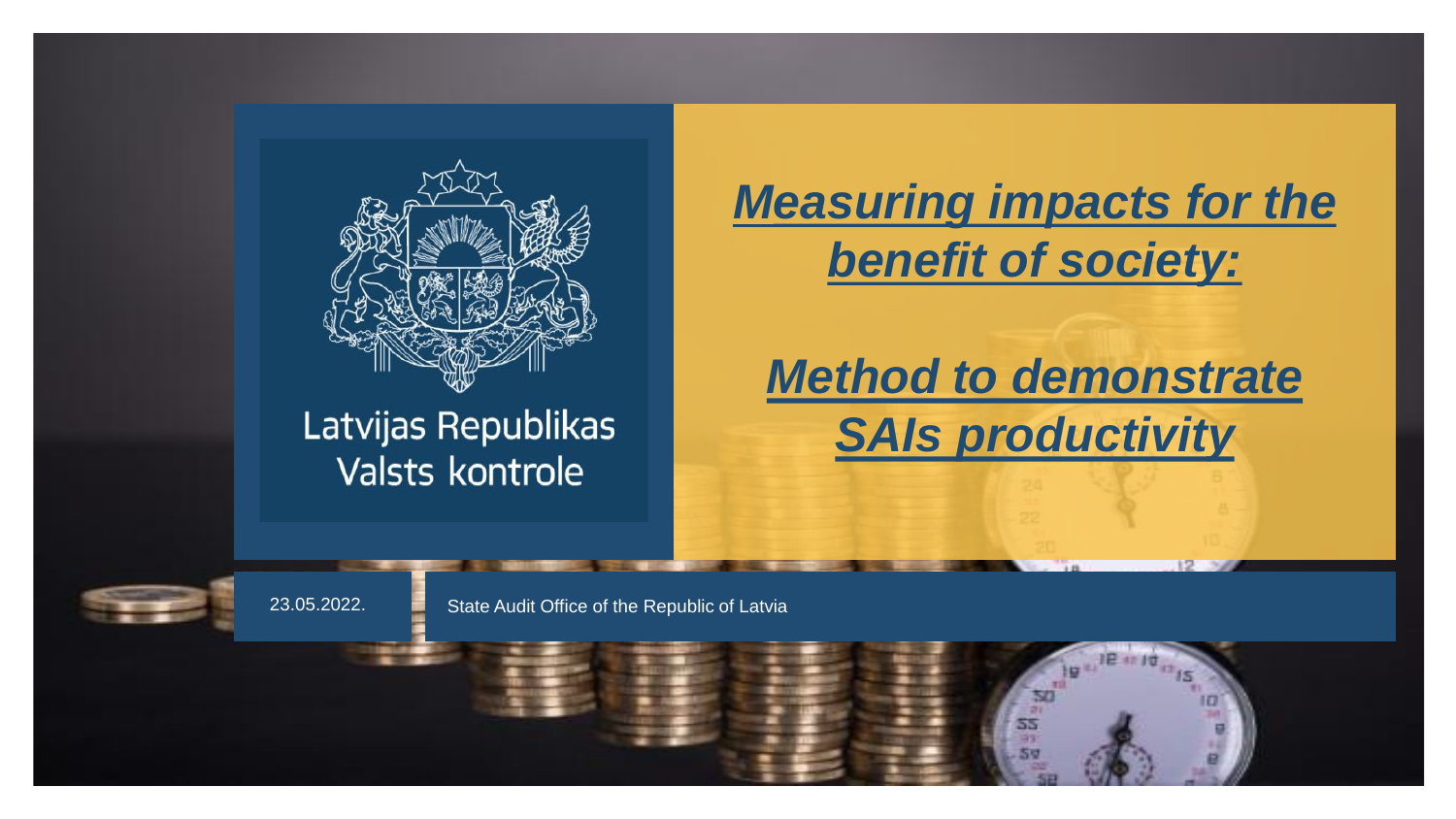Latvijas Republikas Valsts kontrole

# *Measuring impacts for the benefit of society:*

# *Method to demonstrate SAIs productivity*

23.05.2022.

State Audit Office of the Republic of Latvia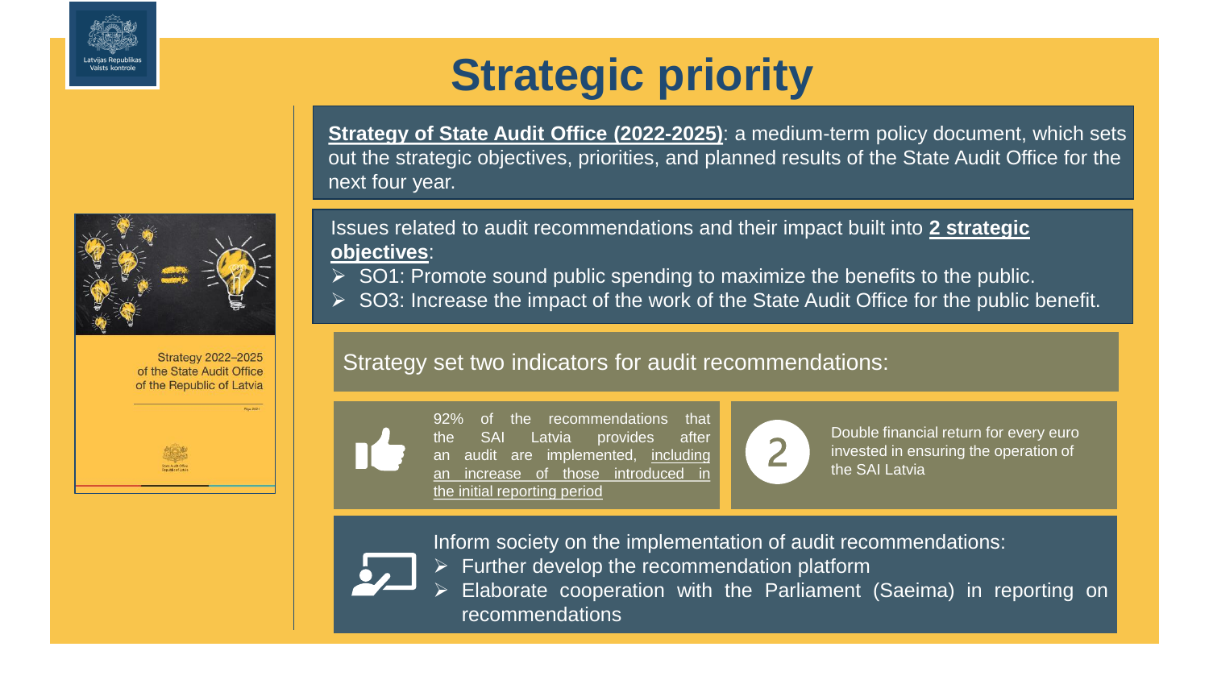# Strategic priority

**Strategy of State Audit Office (2022-2025)**: a medium-term policy document, which sets out the strategic objectives, priorities, and planned results of the State Audit Office for the next four year.

Strategy 2022–2025 of the State Audit Office of the Republic of Latvia

Issues related to audit recommendations and their impact built into **2 strategic objectives**:

- SO1: Promote sound public spending to maximize the benefits to the public.
- SO3: Increase the impact of the work of the State Audit Office for the public benefit.

Strategy set two indicators for audit recommendations:

92% of the recommendations that the SAI Latvia provides after an audit are implemented, including an increase of those introduced in the initial reporting period

2 — Double financial return for every euro invested in ensuring the operation of the SAI Latvia

Inform society on the implementation of audit recommendations:

- Further develop the recommendation platform
- Elaborate cooperation with the Parliament (Saeima) in reporting on recommendations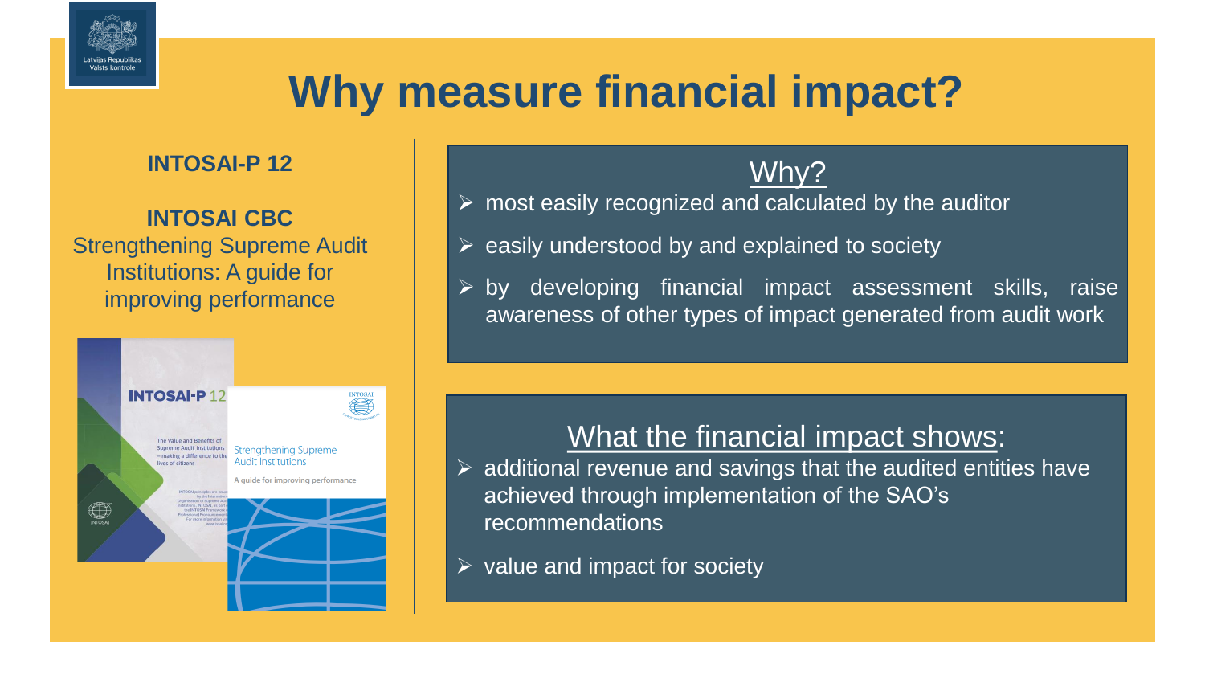# Why measure financial impact?

**INTOSAI-P 12**

**INTOSAI CBC**
Strengthening Supreme Audit Institutions: A guide for improving performance

## Why?

- most easily recognized and calculated by the auditor
- easily understood by and explained to society
- by developing financial impact assessment skills, raise awareness of other types of impact generated from audit work

## What the financial impact shows:

- additional revenue and savings that the audited entities have achieved through implementation of the SAO's recommendations
- value and impact for society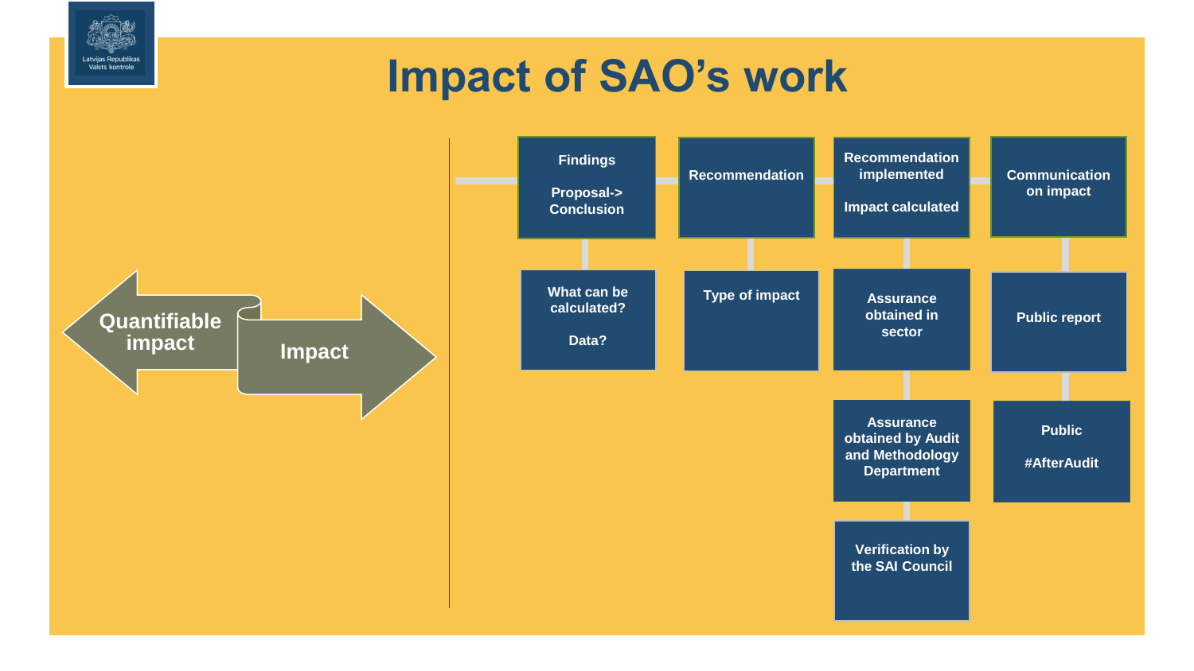# Impact of SAO's work

Quantifiable impact

Impact

- **Findings**
  - Proposal-> Conclusion
  - What can be calculated?
  - Data?
- **Recommendation**
  - Type of impact
- **Recommendation implemented**
  - Impact calculated
  - Assurance obtained in sector
  - Assurance obtained by Audit and Methodology Department
  - Verification by the SAI Council
- **Communication on impact**
  - Public report
  - Public #AfterAudit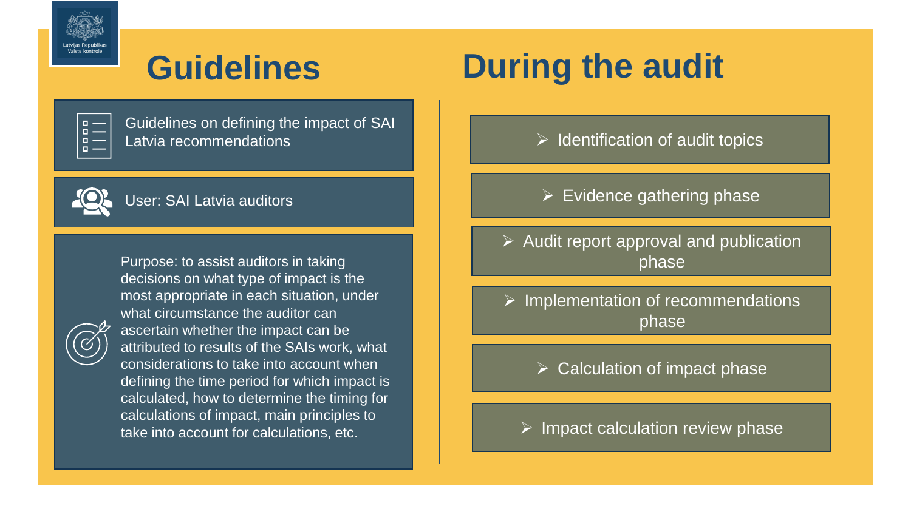## Guidelines

Guidelines on defining the impact of SAI Latvia recommendations

User: SAI Latvia auditors

Purpose: to assist auditors in taking decisions on what type of impact is the most appropriate in each situation, under what circumstance the auditor can ascertain whether the impact can be attributed to results of the SAIs work, what considerations to take into account when defining the time period for which impact is calculated, how to determine the timing for calculations of impact, main principles to take into account for calculations, etc.

## During the audit

- Identification of audit topics
- Evidence gathering phase
- Audit report approval and publication phase
- Implementation of recommendations phase
- Calculation of impact phase
- Impact calculation review phase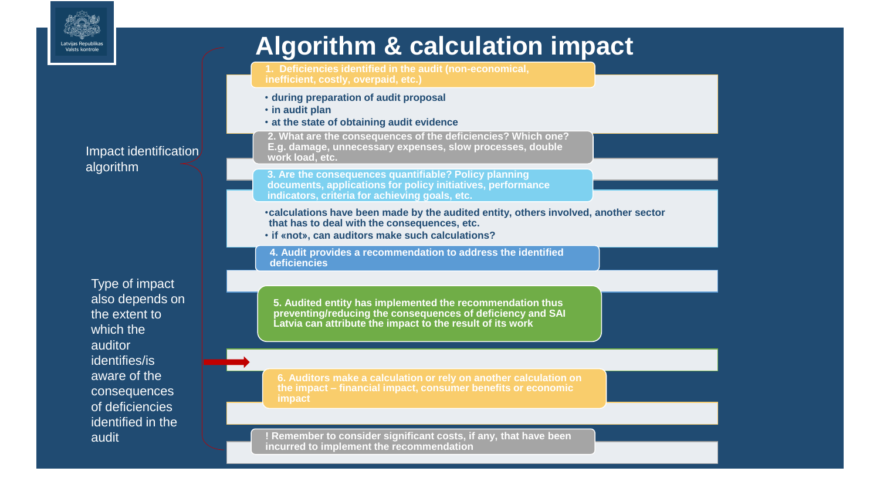# Algorithm & calculation impact

**Impact identification algorithm**

**1. Deficiencies identified in the audit (non-economical, inefficient, costly, overpaid, etc.)**

- during preparation of audit proposal
- in audit plan
- at the state of obtaining audit evidence

**2. What are the consequences of the deficiencies? Which one? E.g. damage, unnecessary expenses, slow processes, double work load, etc.**

**3. Are the consequences quantifiable? Policy planning documents, applications for policy initiatives, performance indicators, criteria for achieving goals, etc.**

- calculations have been made by the audited entity, others involved, another sector that has to deal with the consequences, etc.
- if «not», can auditors make such calculations?

**4. Audit provides a recommendation to address the identified deficiencies**

**5. Audited entity has implemented the recommendation thus preventing/reducing the consequences of deficiency and SAI Latvia can attribute the impact to the result of its work**

Type of impact also depends on the extent to which the auditor identifies/is aware of the consequences of deficiencies identified in the audit

**6. Auditors make a calculation or rely on another calculation on the impact – financial impact, consumer benefits or economic impact**

**! Remember to consider significant costs, if any, that have been incurred to implement the recommendation**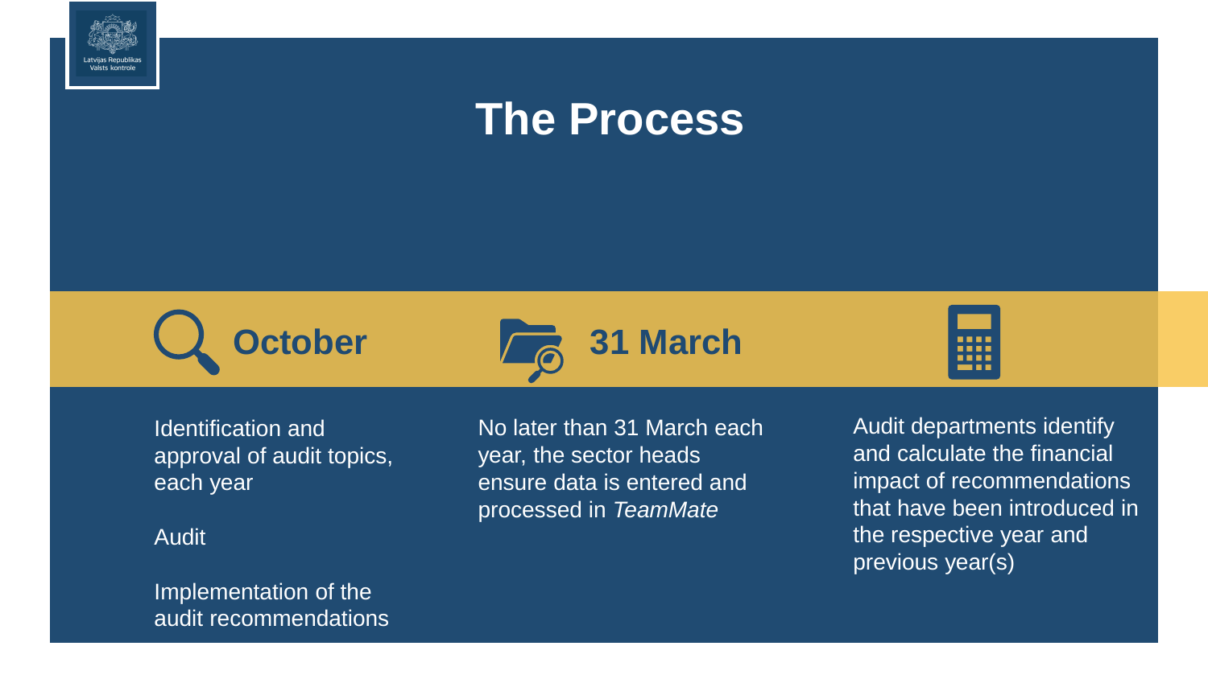# The Process

## October

Identification and approval of audit topics, each year

Audit

Implementation of the audit recommendations

## 31 March

No later than 31 March each year, the sector heads ensure data is entered and processed in *TeamMate*

Audit departments identify and calculate the financial impact of recommendations that have been introduced in the respective year and previous year(s)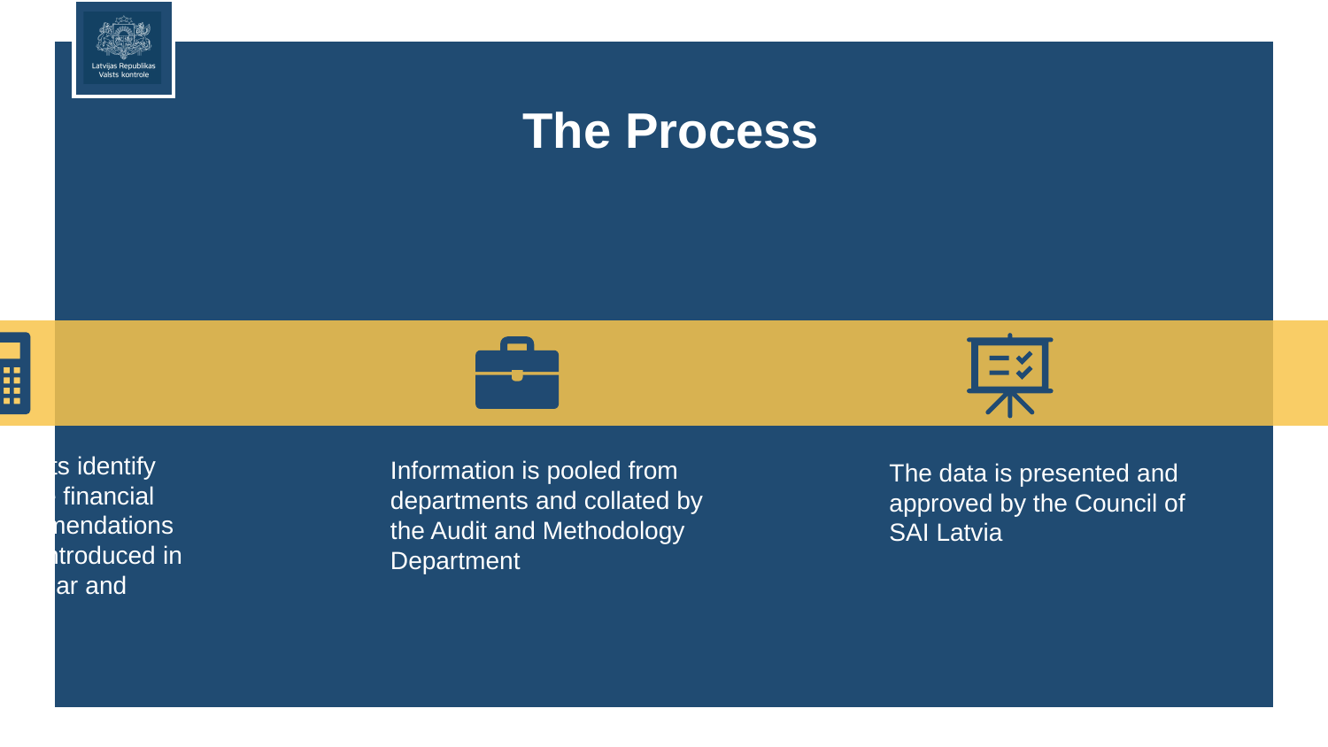# The Process

ts identify
financial
nendations
ntroduced in
ar and

Information is pooled from departments and collated by the Audit and Methodology Department

The data is presented and approved by the Council of SAI Latvia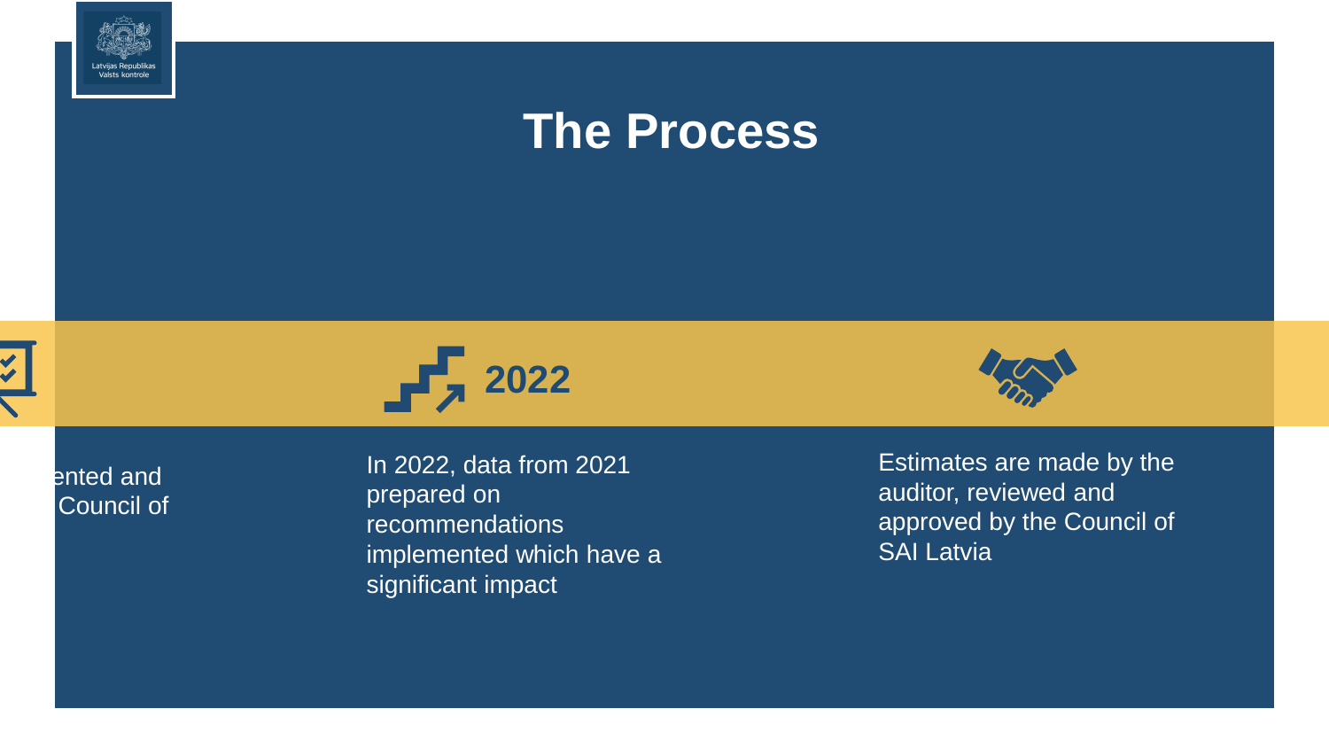# The Process

ented and
Council of

2022

In 2022, data from 2021 prepared on recommendations implemented which have a significant impact

Estimates are made by the auditor, reviewed and approved by the Council of SAI Latvia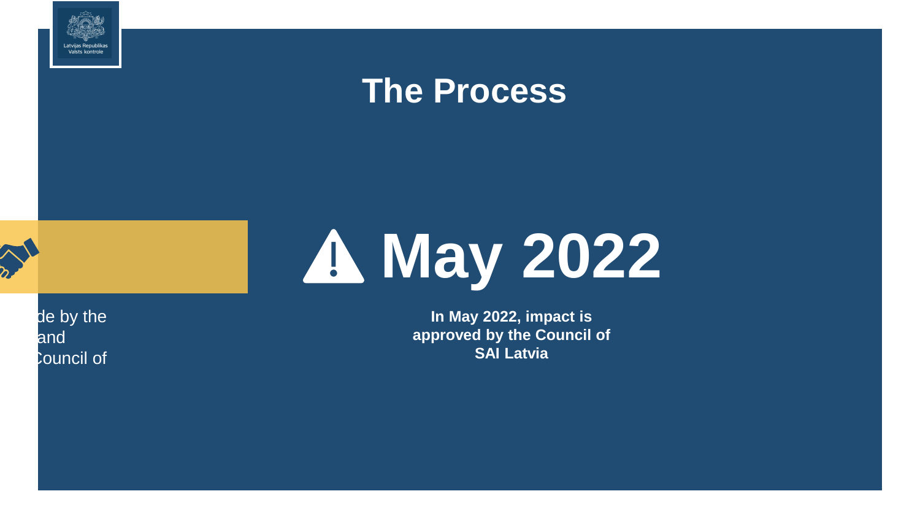# The Process

de by the
and
Council of

## May 2022

**In May 2022, impact is approved by the Council of SAI Latvia**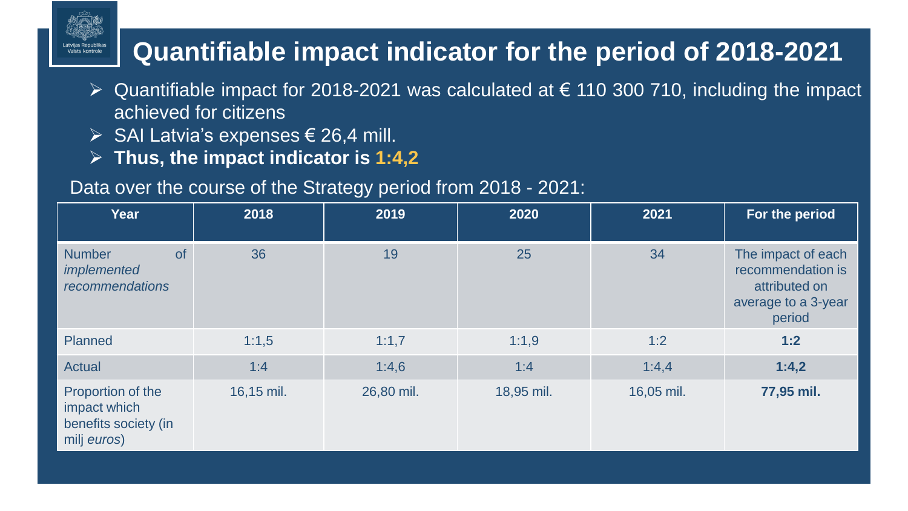# Quantifiable impact indicator for the period of 2018-2021

- Quantifiable impact for 2018-2021 was calculated at € 110 300 710, including the impact achieved for citizens
- SAI Latvia's expenses € 26,4 mill.
- **Thus, the impact indicator is 1:4,2**

Data over the course of the Strategy period from 2018 - 2021:

| Year | 2018 | 2019 | 2020 | 2021 | For the period |
|---|---|---|---|---|---|
| Number of *implemented recommendations* | 36 | 19 | 25 | 34 | The impact of each recommendation is attributed on average to a 3-year period |
| Planned | 1:1,5 | 1:1,7 | 1:1,9 | 1:2 | **1:2** |
| Actual | 1:4 | 1:4,6 | 1:4 | 1:4,4 | **1:4,2** |
| Proportion of the impact which benefits society (in milj *euros*) | 16,15 mil. | 26,80 mil. | 18,95 mil. | 16,05 mil. | **77,95 mil.** |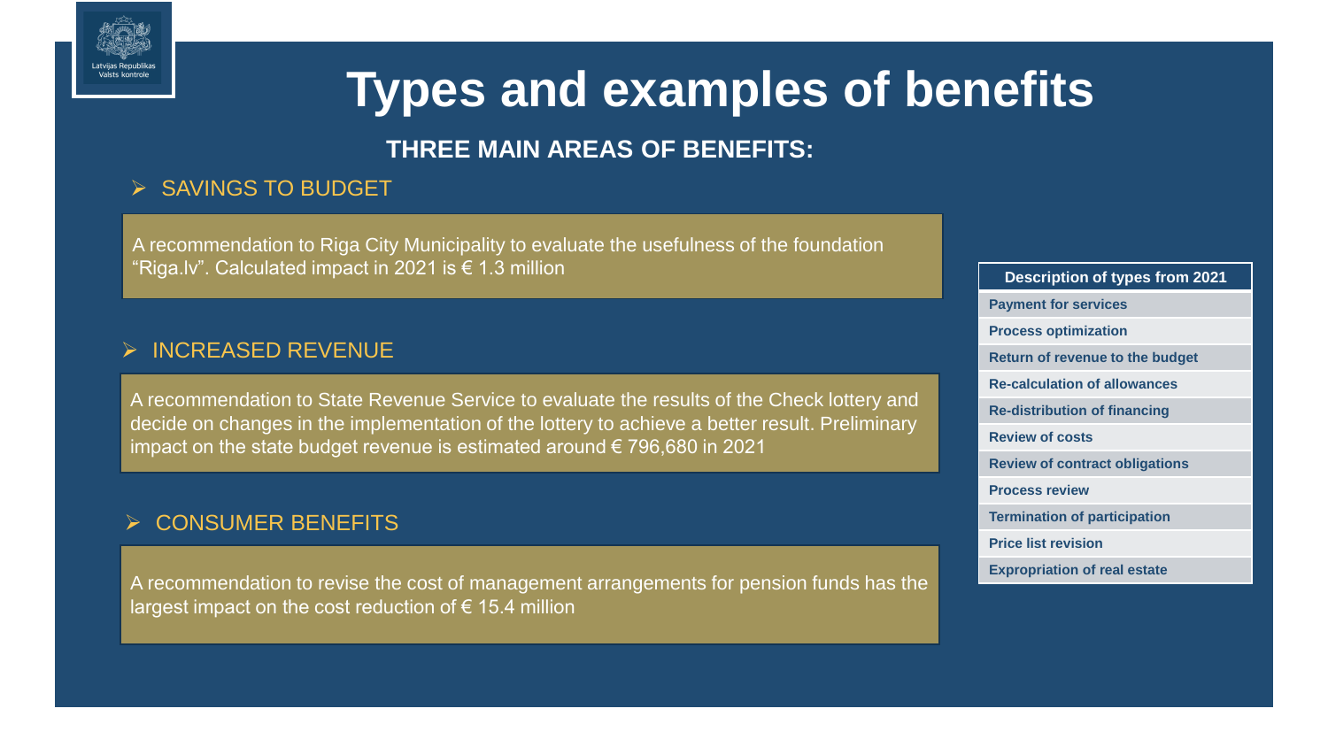# Types and examples of benefits

## THREE MAIN AREAS OF BENEFITS:

- SAVINGS TO BUDGET

A recommendation to Riga City Municipality to evaluate the usefulness of the foundation "Riga.lv". Calculated impact in 2021 is € 1.3 million

- INCREASED REVENUE

A recommendation to State Revenue Service to evaluate the results of the Check lottery and decide on changes in the implementation of the lottery to achieve a better result. Preliminary impact on the state budget revenue is estimated around € 796,680 in 2021

- CONSUMER BENEFITS

A recommendation to revise the cost of management arrangements for pension funds has the largest impact on the cost reduction of € 15.4 million

| Description of types from 2021 |
| --- |
| Payment for services |
| Process optimization |
| Return of revenue to the budget |
| Re-calculation of allowances |
| Re-distribution of financing |
| Review of costs |
| Review of contract obligations |
| Process review |
| Termination of participation |
| Price list revision |
| Expropriation of real estate |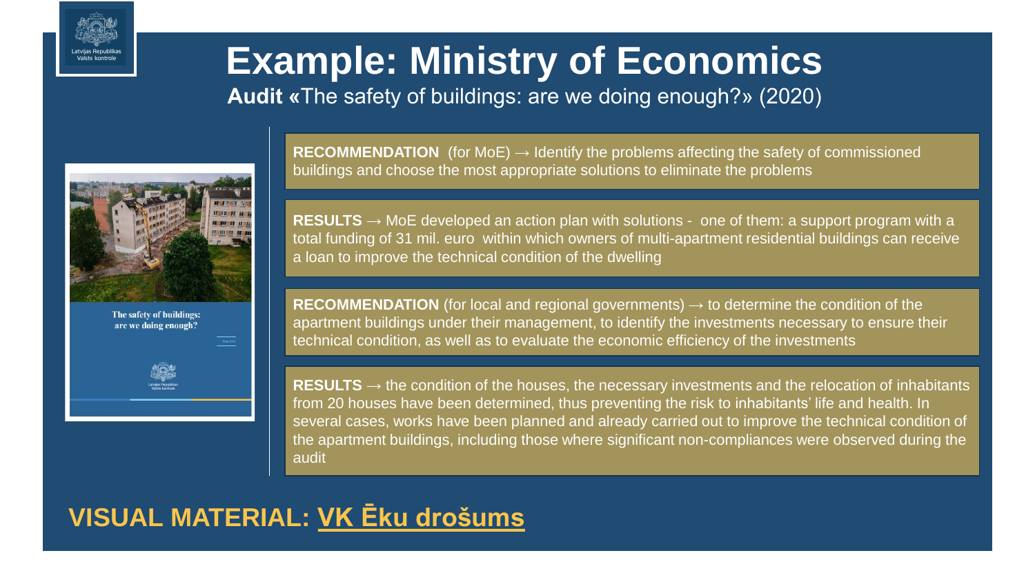# Example: Ministry of Economics

**Audit «**The safety of buildings: are we doing enough?» (2020)

**RECOMMENDATION** (for MoE) → Identify the problems affecting the safety of commissioned buildings and choose the most appropriate solutions to eliminate the problems

**RESULTS** → MoE developed an action plan with solutions - one of them: a support program with a total funding of 31 mil. euro within which owners of multi-apartment residential buildings can receive a loan to improve the technical condition of the dwelling

**RECOMMENDATION** (for local and regional governments) → to determine the condition of the apartment buildings under their management, to identify the investments necessary to ensure their technical condition, as well as to evaluate the economic efficiency of the investments

**RESULTS** → the condition of the houses, the necessary investments and the relocation of inhabitants from 20 houses have been determined, thus preventing the risk to inhabitants' life and health. In several cases, works have been planned and already carried out to improve the technical condition of the apartment buildings, including those where significant non-compliances were observed during the audit

**VISUAL MATERIAL: VK Ēku drošums**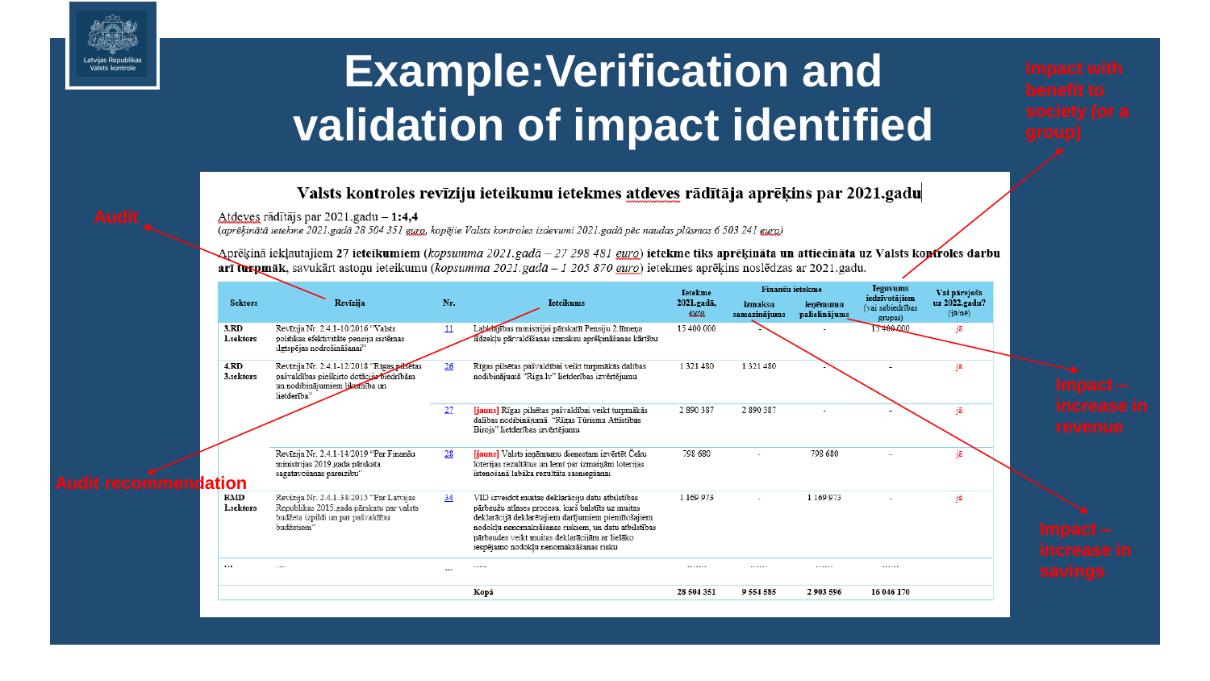# Example: Verification and validation of impact identified

Impact with benefit to society (or a group)

Audit

Audit recommendation

Impact – increase in revenue

Impact – increase in savings

**Valsts kontroles revīziju ieteikumu ietekmes atdeves rādītāja aprēķins par 2021.gadu**

Atdeves rādītājs par 2021.gadu – **1:4,4**

*(aprēķinātā ietekme 2021.gadā 28 504 351 euro, kopējie Valsts kontroles izdevumi 2021.gadā pēc naudas plūsmas 6 503 241 euro)*

Aprēķinā iekļautajiem **27 ieteikumiem** (*kopsumma 2021.gadā – 27 298 481 euro*) **ietekme tiks aprēķināta un attiecināta uz Valsts kontroles darbu arī turpmāk**, savukārt astoņu ieteikumu (*kopsumma 2021.gadā – 1 205 870 euro*) ietekmes aprēķins noslēdzas ar 2021.gadu.

| Sektors | Revīzija | Nr. | Ieteikums | Ietekme 2021.gadā, euro | Finanšu ietekme | | Ieguvums iedzīvotājiem (vai sabiedrības grupai) | Vai pārejoša uz 2022.gadu? (jā/nē) |
|---|---|---|---|---|---|---|---|---|
| | | | | | izmaksu samazinājums | ieņēmumu palielinājums | | |
| 3.RD 1.sektors | Revīzija Nr. 2.4.1-10/2016 "Valsts politikas efektivitāte pensiju sistēmas ilgtspējas nodrošināšanai" | 11 | Labklājības ministrijai pārskatīt Pensiju 2.līmeņa līdzekļu pārvaldīšanas izmaksu aprēķināšanas kārtību | 15 400 000 | - | - | 15 400 000 | jā |
| 4.RD 3.sektors | Revīzija Nr. 2.4.1-12/2018 "Rīgas pilsētas pašvaldībai piešķirto dotāciju biedrībām un nodibinājumiem likumība un lietderība" | 26 | Rīgas pilsētas pašvaldībai veikt turpmākās darbības nodibinājumā "Riga.lv" lietderības izvērtējumu | 1 321 480 | 1 321 480 | - | - | jā |
| | | 27 | [jauns] Rīgas pilsētas pašvaldībai veikt turpmākās darbības nodibinājumā "Rīgas Tūrisma Attīstības Birojs" lietderības izvērtējumu | 2 890 387 | 2 890 387 | - | - | jā |
| | Revīzija Nr. 2.4.1-14/2019 "Par Finanšu ministrijas 2019.gada pārskata sagatavošanas pareizību" | 28 | [jauns] Valsts ieņēmumu dienestam izvērtēt Čeku loterijas rezultātus un lemt par izmaiņām loterijas īstenošanā labāka rezultāta sasniegšanai | 798 680 | - | 798 680 | - | jā |
| RMD 1.sektors | Revīzija Nr. 2.4.1-34/2015 "Par Latvijas Republikas 2015.gada pārskatu par valsts budžeta izpildi un par pašvaldību budžetiem" | 34 | VID izveidot muitas deklarāciju datu atbilstības pārbaužu atlases procesu, kurš balstīts uz muitas deklarācijā deklarētajiem darījumiem piemītošajiem nodokļu nenomaksāšanas riskiem, un datu atbilstības pārbaudes veikt muitas deklarācijām ar lielāko iespējamo nodokļu nenomaksāšanas risku | 1 169 973 | - | 1 169 973 | - | jā |
| … | …. | … | …. | ……. | …… | …… | …… | |
| | | | Kopā | 28 504 351 | 9 554 585 | 2 903 596 | 16 046 170 | |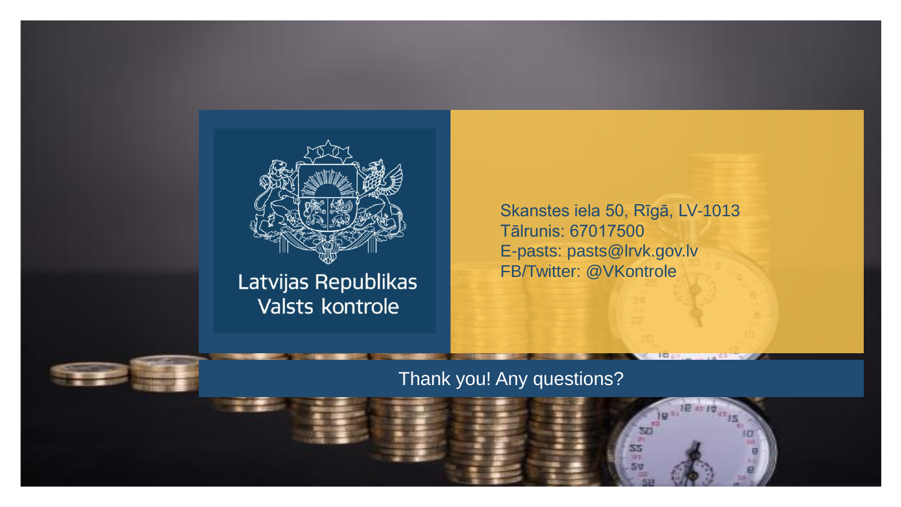Latvijas Republikas
Valsts kontrole

Skanstes iela 50, Rīgā, LV-1013
Tālrunis: 67017500
E-pasts: pasts@lrvk.gov.lv
FB/Twitter: @VKontrole

Thank you! Any questions?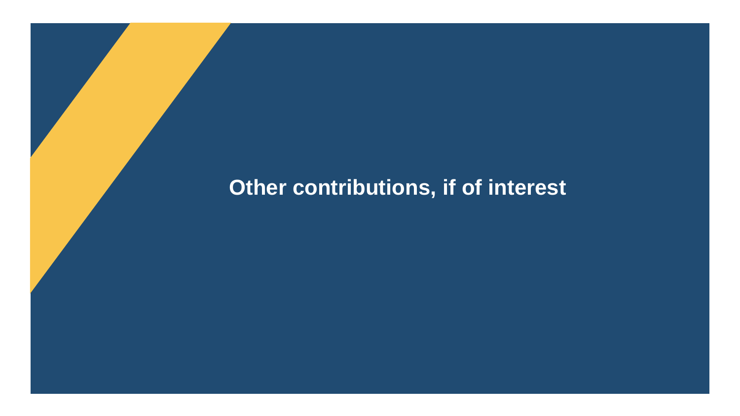# Other contributions, if of interest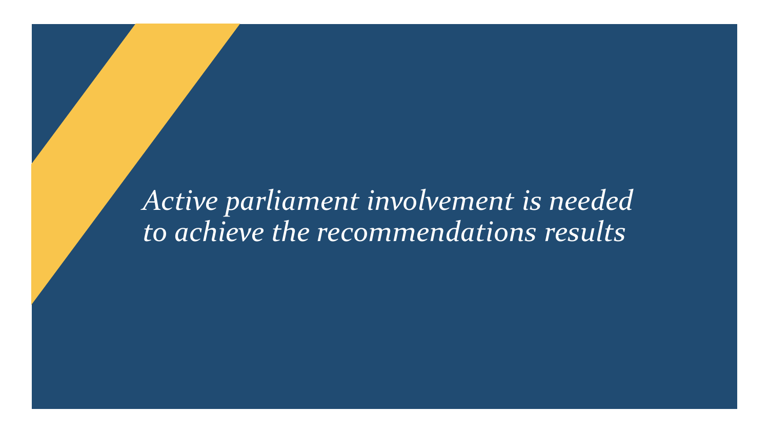*Active parliament involvement is needed to achieve the recommendations results*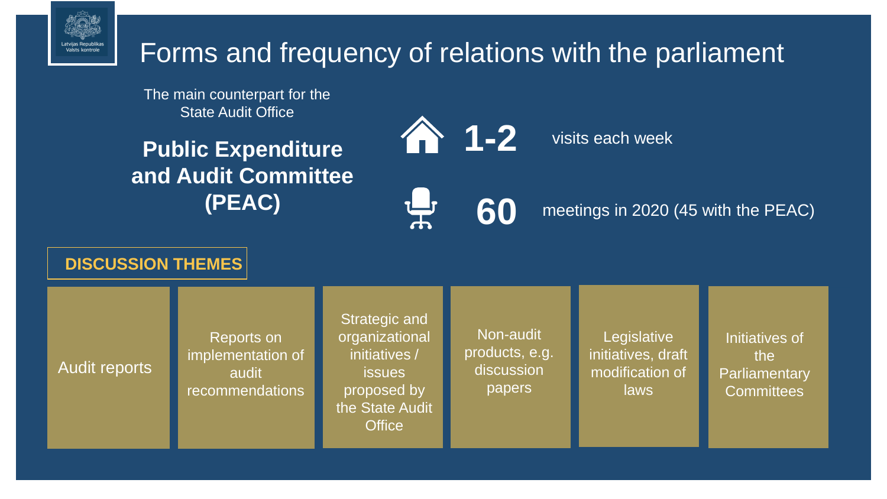# Forms and frequency of relations with the parliament

The main counterpart for the State Audit Office

**Public Expenditure and Audit Committee (PEAC)**

**1-2** visits each week

**60** meetings in 2020 (45 with the PEAC)

## DISCUSSION THEMES

- Audit reports
- Reports on implementation of audit recommendations
- Strategic and organizational initiatives / issues proposed by the State Audit Office
- Non-audit products, e.g. discussion papers
- Legislative initiatives, draft modification of laws
- Initiatives of the Parliamentary Committees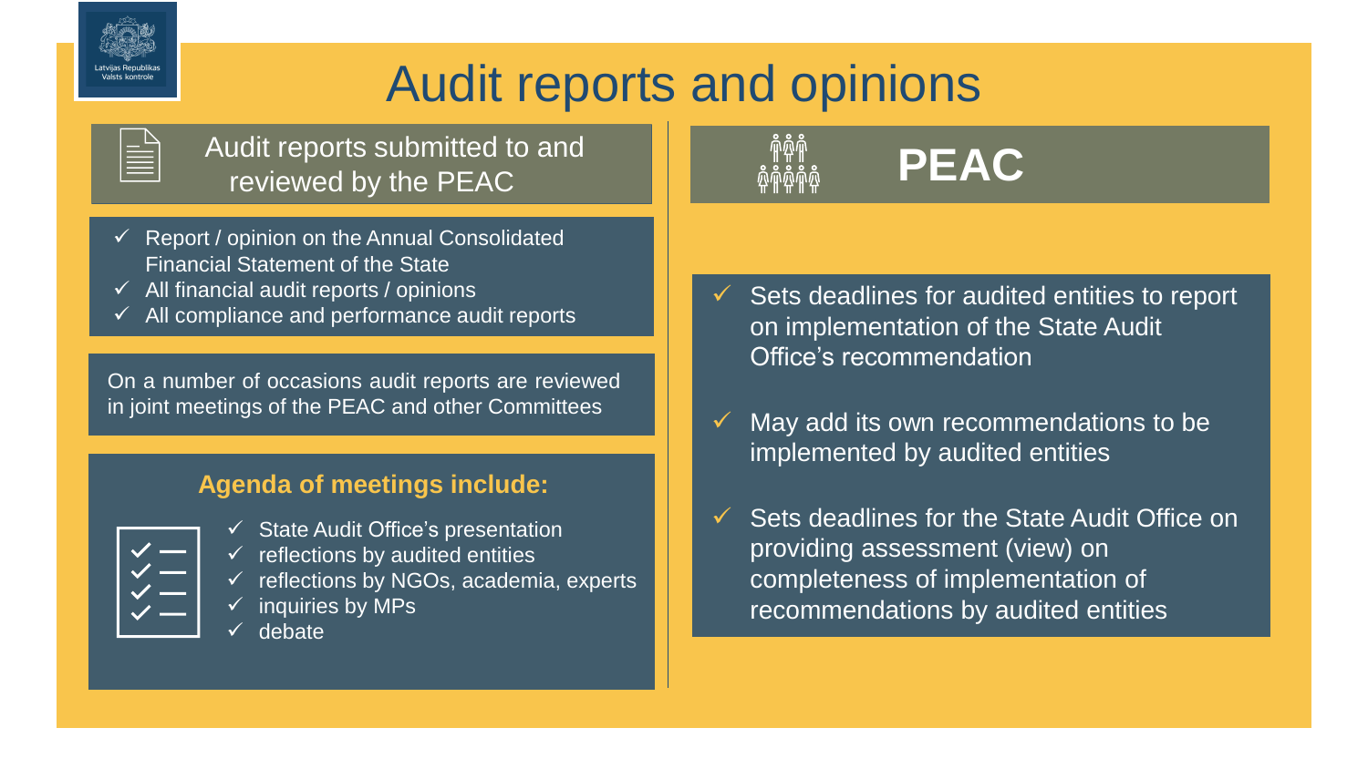# Audit reports and opinions

## Audit reports submitted to and reviewed by the PEAC

- ✓ Report / opinion on the Annual Consolidated Financial Statement of the State
- ✓ All financial audit reports / opinions
- ✓ All compliance and performance audit reports

On a number of occasions audit reports are reviewed in joint meetings of the PEAC and other Committees

**Agenda of meetings include:**

- ✓ State Audit Office's presentation
- ✓ reflections by audited entities
- ✓ reflections by NGOs, academia, experts
- ✓ inquiries by MPs
- ✓ debate

## PEAC

- ✓ Sets deadlines for audited entities to report on implementation of the State Audit Office's recommendation
- ✓ May add its own recommendations to be implemented by audited entities
- ✓ Sets deadlines for the State Audit Office on providing assessment (view) on completeness of implementation of recommendations by audited entities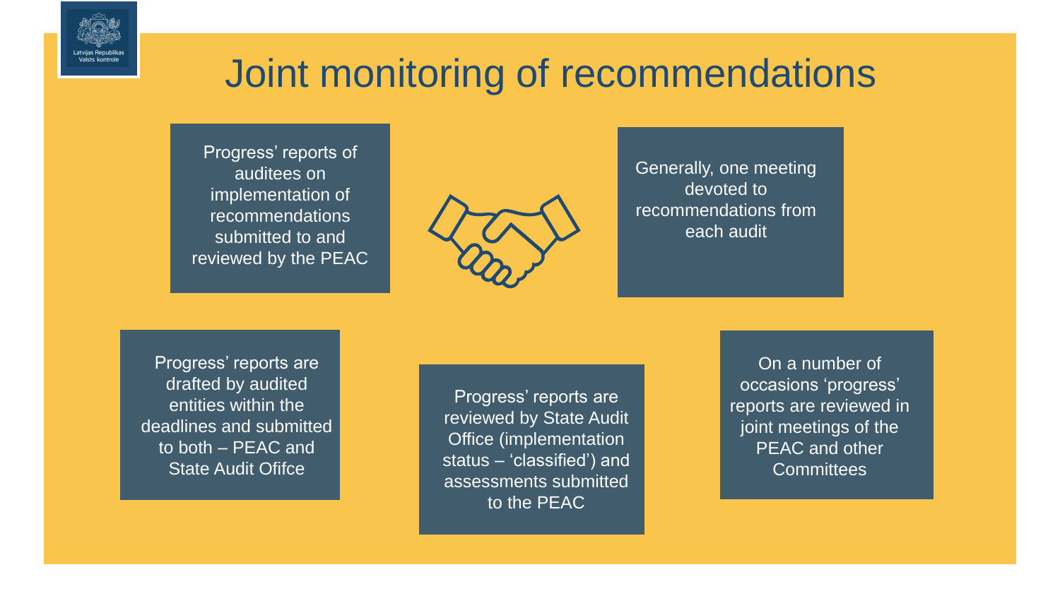# Joint monitoring of recommendations

Progress' reports of auditees on implementation of recommendations submitted to and reviewed by the PEAC

Generally, one meeting devoted to recommendations from each audit

Progress' reports are drafted by audited entities within the deadlines and submitted to both – PEAC and State Audit Ofifce

Progress' reports are reviewed by State Audit Office (implementation status – 'classified') and assessments submitted to the PEAC

On a number of occasions 'progress' reports are reviewed in joint meetings of the PEAC and other Committees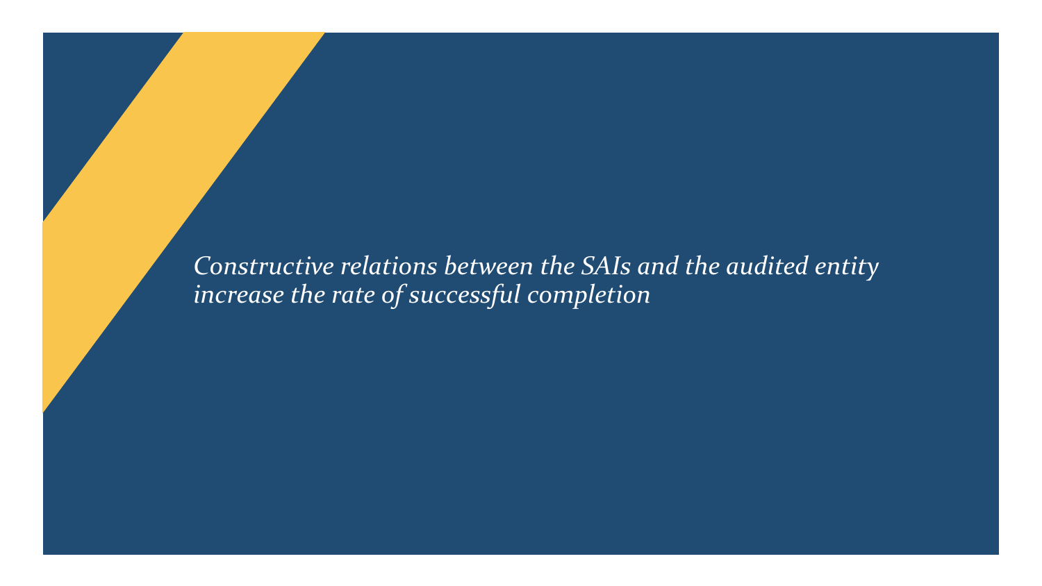*Constructive relations between the SAIs and the audited entity increase the rate of successful completion*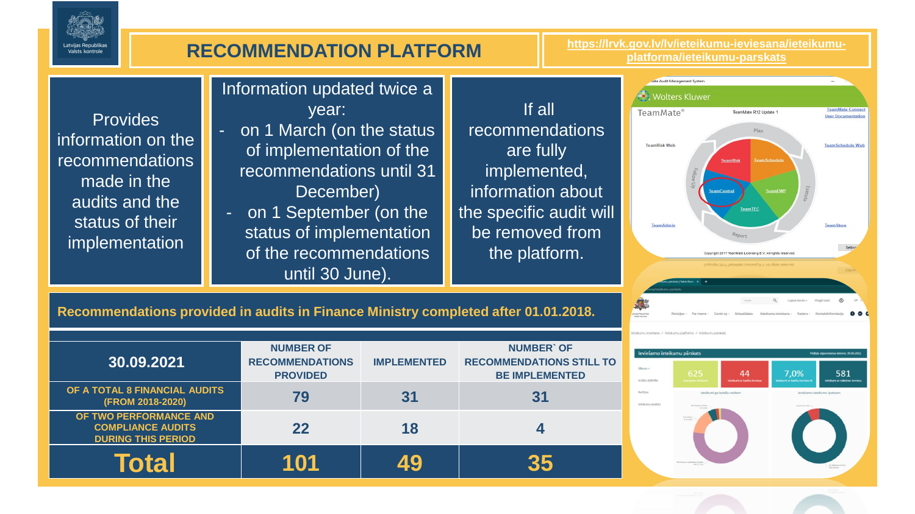Latvijas Republikas Valsts kontrole

# RECOMMENDATION PLATFORM

https://lrvk.gov.lv/lv/ieteikumu-ieviesana/ieteikumu-platforma/ieteikumu-parskats

Provides information on the recommendations made in the audits and the status of their implementation

Information updated twice a year:

- on 1 March (on the status of implementation of the recommendations until 31 December)
- on 1 September (on the status of implementation of the recommendations until 30 June).

If all recommendations are fully implemented, information about the specific audit will be removed from the platform.

**Recommendations provided in audits in Finance Ministry completed after 01.01.2018.**

| 30.09.2021 | NUMBER OF RECOMMENDATIONS PROVIDED | IMPLEMENTED | NUMBER` OF RECOMMENDATIONS STILL TO BE IMPLEMENTED |
|---|---|---|---|
| OF A TOTAL 8 FINANCIAL AUDITS (FROM 2018-2020) | 79 | 31 | 31 |
| OF TWO PERFORMANCE AND COMPLIANCE AUDITS DURING THIS PERIOD | 22 | 18 | 4 |
| **Total** | **101** | **49** | **35** |